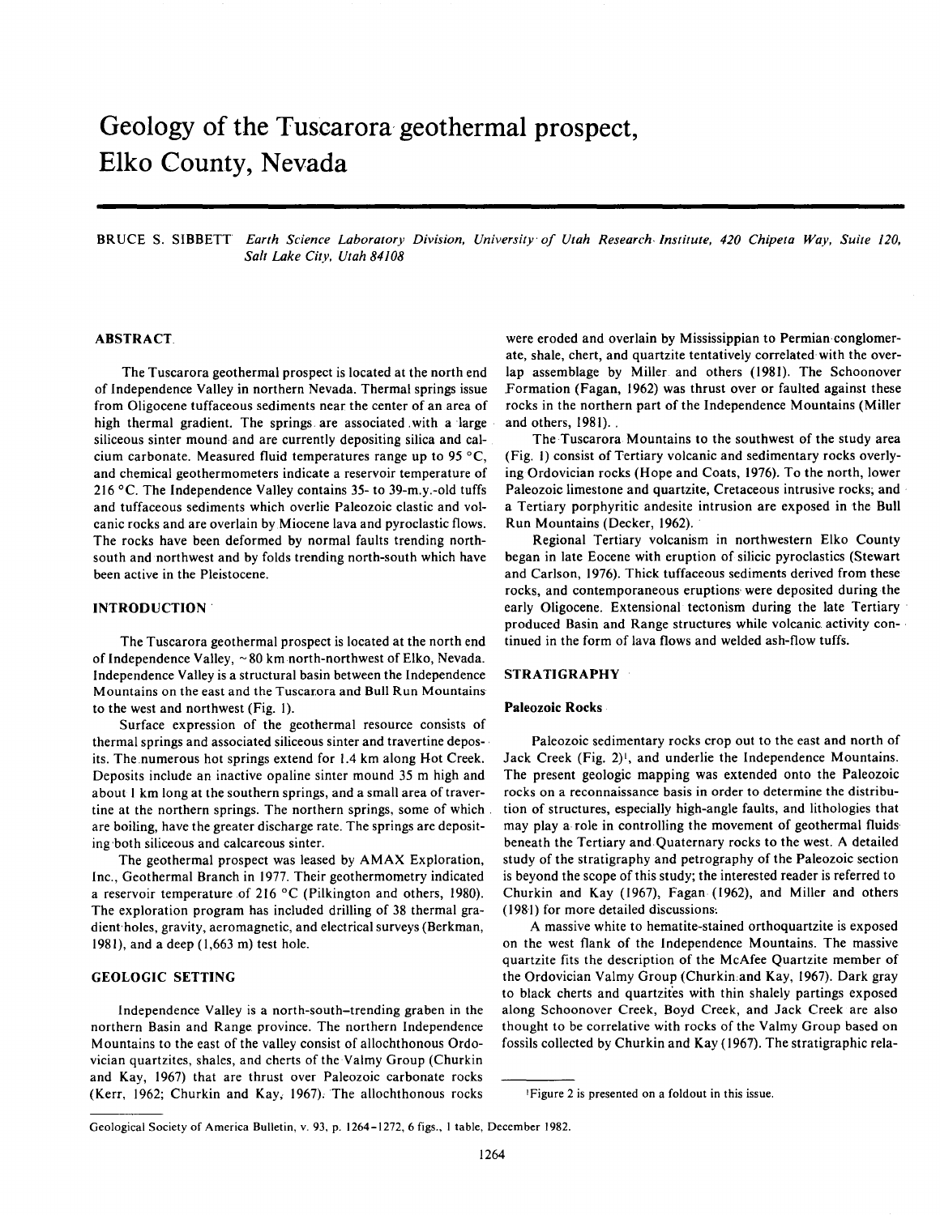# Geology of the Tuscarora geothermal prospect, Elko County, Nevada

BRUCE S. SIBBETT *Earth Science Laboratory Division, University of Utah Research Institute, 420 Chipeta Way, Suite 120, Salt Lake City, Utah 84108*

## ABSTRACT

The Tuscarora geothermal prospect is located at the north end of Independence Valley in northern Nevada. Thermal springs issue from Oligocene tuffaceous sediments near the center of an area of high thermal gradient. The springs are associated with a large siliceous sinter mound and are currently depositing silica and calcium carbonate. Measured fluid temperatures range up to 95 °C, and chemical geothermometers indicate a reservoir temperature of 216 °C. The Independence Valley contains 35- to 39-m.y.-old tuffs and tuffaceous sediments which overlie Paleozoic clastic and volcanic rocks and are overlain by Miocene lava and pyroclastic flows. The rocks have been deformed by normal faults trending north-south and northwest and by folds trending north-south which have been active in the Pleistocene.

## INTRODUCTION

The Tuscarora geothermal prospect is located at the north end of Independence Valley, ~80 km north-northwest of Elko, Nevada. Independence Valley is a structural basin between the Independence Mountains on the east and the Tuscarora and Bull Run Mountains to the west and northwest (Fig. 1).

Surface expression of the geothermal resource consists of thermal springs and associated siliceous sinter and travertine deposits. The numerous hot springs extend for 1.4 km along Hot Creek. Deposits include an inactive opaline sinter mound 35 m high and about 1 km long at the southern springs, and a small area of travertine at the northern springs. The northern springs, some of which are boiling, have the greater discharge rate. The springs are depositing both siliceous and calcareous sinter.

The geothermal prospect was leased by AMAX Exploration, Inc., Geothermal Branch in 1977. Their geothermometry indicated a reservoir temperature of 216 °C (Pilkington and others, 1980). The exploration program has included drilling of 38 thermal gradient holes, gravity, aeromagnetic, and electrical surveys (Berkman, 1981), and a deep (1,663 m) test hole.

## GEOLOGIC SETTING

Independence Valley is a north-south–trending graben in the northern Basin and Range province. The northern Independence Mountains to the east of the valley consist of allochthonous Ordovician quartzites, shales, and cherts of the Valmy Group (Churkin and Kay, 1967) that are thrust over Paleozoic carbonate rocks (Kerr, 1962; Churkin and Kay, 1967). The allochthonous rocks were eroded and overlain by Mississippian to Permian conglomerate, shale, chert, and quartzite tentatively correlated with the overlap assemblage by Miller and others (1981). The Schoonover Formation (Fagan, 1962) was thrust over or faulted against these rocks in the northern part of the Independence Mountains (Miller and others, 1981).

The Tuscarora Mountains to the southwest of the study area (Fig. 1) consist of Tertiary volcanic and sedimentary rocks overlying Ordovician rocks (Hope and Coats, 1976). To the north, lower Paleozoic limestone and quartzite, Cretaceous intrusive rocks, and a Tertiary porphyritic andesite intrusion are exposed in the Bull Run Mountains (Decker, 1962).

Regional Tertiary volcanism in northwestern Elko County began in late Eocene with eruption of silicic pyroclastics (Stewart and Carlson, 1976). Thick tuffaceous sediments derived from these rocks, and contemporaneous eruptions were deposited during the early Oligocene. Extensional tectonism during the late Tertiary produced Basin and Range structures while volcanic activity continued in the form of lava flows and welded ash-flow tuffs.

## STRATIGRAPHY

### Paleozoic Rocks

Paleozoic sedimentary rocks crop out to the east and north of Jack Creek (Fig. 2)[1], and underlie the Independence Mountains. The present geologic mapping was extended onto the Paleozoic rocks on a reconnaissance basis in order to determine the distribution of structures, especially high-angle faults, and lithologies that may play a role in controlling the movement of geothermal fluids beneath the Tertiary and Quaternary rocks to the west. A detailed study of the stratigraphy and petrography of the Paleozoic section is beyond the scope of this study; the interested reader is referred to Churkin and Kay (1967), Fagan (1962), and Miller and others (1981) for more detailed discussions.

A massive white to hematite-stained orthoquartzite is exposed on the west flank of the Independence Mountains. The massive quartzite fits the description of the McAfee Quartzite member of the Ordovician Valmy Group (Churkin and Kay, 1967). Dark gray to black cherts and quartzites with thin shalely partings exposed along Schoonover Creek, Boyd Creek, and Jack Creek are also thought to be correlative with rocks of the Valmy Group based on fossils collected by Churkin and Kay (1967). The stratigraphic rela-

[1] Figure 2 is presented on a foldout in this issue.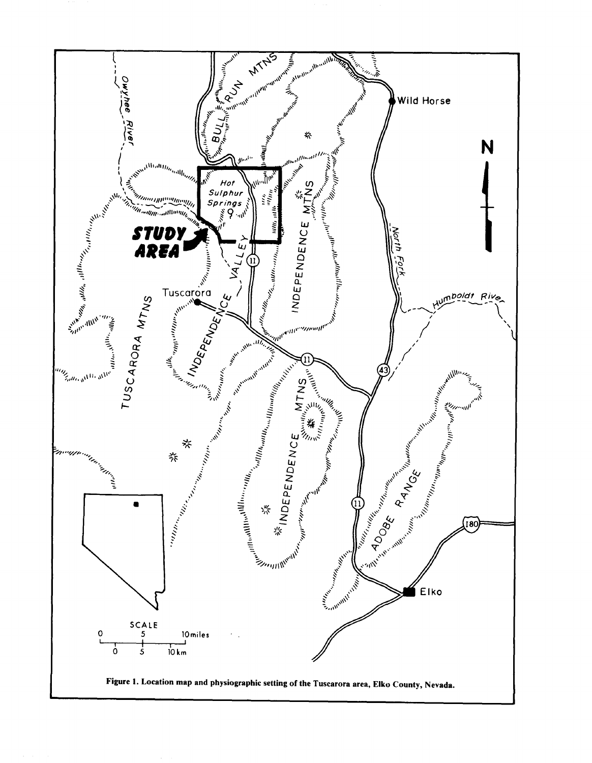Figure 1. Location map and physiographic setting of the Tuscarora area, Elko County, Nevada.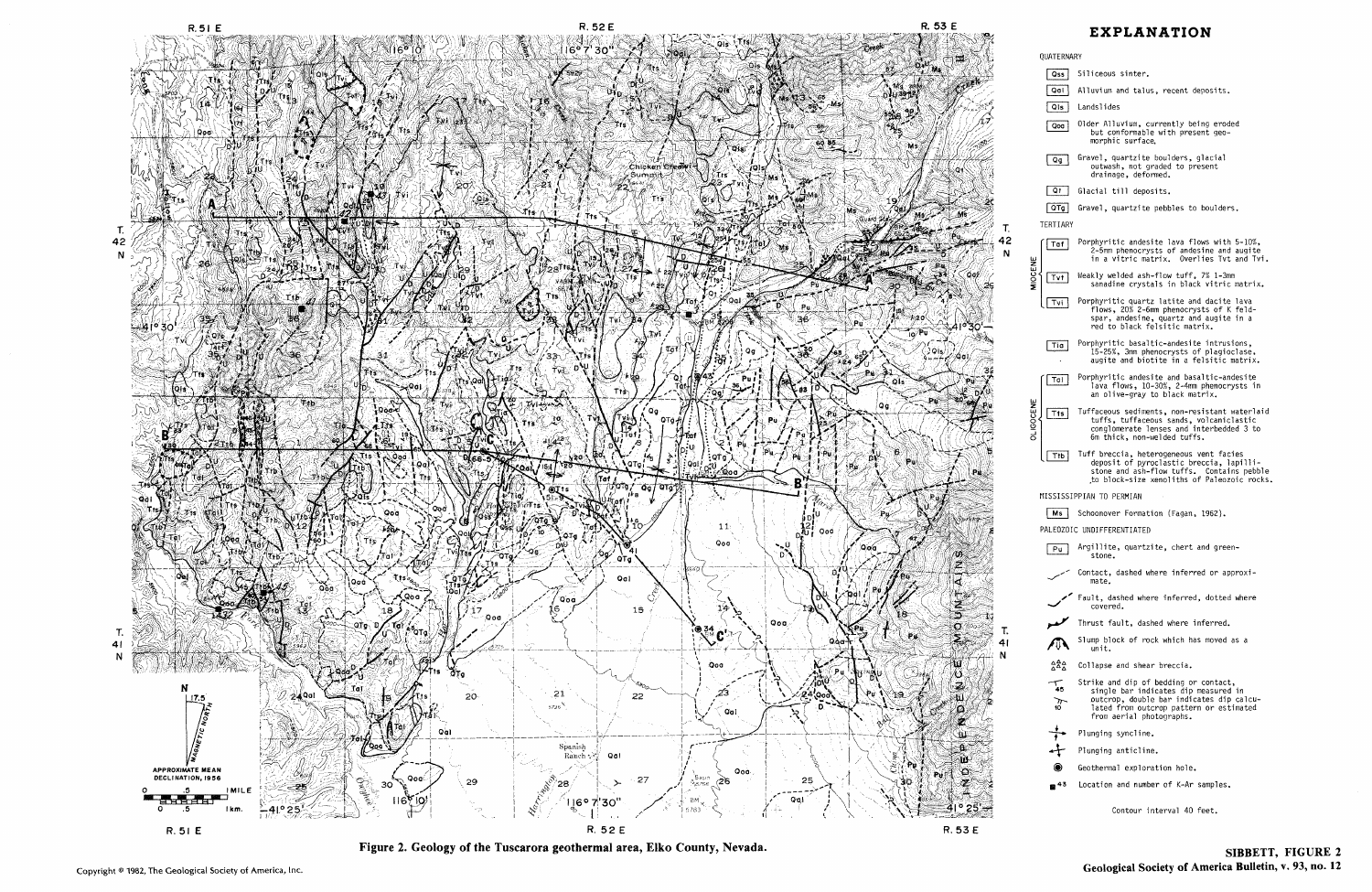## EXPLANATION

QUATERNARY

- **Qss** Siliceous sinter.
- **Qal** Alluvium and talus, recent deposits.
- **Qls** Landslides
- **Qoa** Older Alluvium, currently being eroded but conformable with present geomorphic surface.
- **Qg** Gravel, quartzite boulders, glacial outwash, not graded to present drainage, deformed.
- **Qt** Glacial till deposits.
- **QTg** Gravel, quartzite pebbles to boulders.

TERTIARY

MIOCENE

- **Taf** Porphyritic andesite lava flows with 5-10%, 2-5mm phenocrysts of andesine and augite in a vitric matrix. Overlies Tvt and Tvl.
- **Tvt** Weakly welded ash-flow tuff, 7% 1-3mm sanadine crystals in black vitric matrix.
- **Tvl** Porphyritic quartz latite and dacite lava flows, 20% 2-6mm phenocrysts of K feldspar, andesine, quartz and augite in a red to black felsitic matrix.

- **Tia** Porphyritic basaltic-andesite intrusions, 15-25%, 3mm phenocrysts of plagioclase, augite and biotite in a felsitic matrix.

OLIGOCENE

- **Tal** Porphyritic andesite and basaltic-andesite lava flows, 10-30%, 2-4mm phenocrysts in an olive-gray to black matrix.
- **Tts** Tuffaceous sediments, non-resistant waterlaid tuffs, tuffaceous sands, volcaniclastic conglomerate lenses and interbedded 3 to 6m thick, non-welded tuffs.
- **Ttb** Tuff breccia, heterogeneous vent facies deposit of pyroclastic breccia, lapillistone and ash-flow tuffs. Contains pebble to block-size xenoliths of Paleozoic rocks.

MISSISSIPPIAN TO PERMIAN

- **Ms** Schoonover Formation (Fagan, 1962).

PALEOZOIC UNDIFFERENTIATED

- **Pu** Argillite, quartzite, chert and greenstone.

- Contact, dashed where inferred or approximate.
- Fault, dashed where inferred, dotted where covered.
- Thrust fault, dashed where inferred.
- Slump block of rock which has moved as a unit.
- Collapse and shear breccia.
- Strike and dip of bedding or contact, single bar indicates dip measured in outcrop, double bar indicates dip calculated from outcrop pattern or estimated from aerial photographs.
- Plunging syncline.
- Plunging anticline.
- Geothermal exploration hole.
- Location and number of K-Ar samples.

Contour interval 40 feet.

APPROXIMATE MEAN DECLINATION, 1956

Figure 2. Geology of the Tuscarora geothermal area, Elko County, Nevada.

SIBBETT, FIGURE 2

Copyright © 1982, The Geological Society of America, Inc.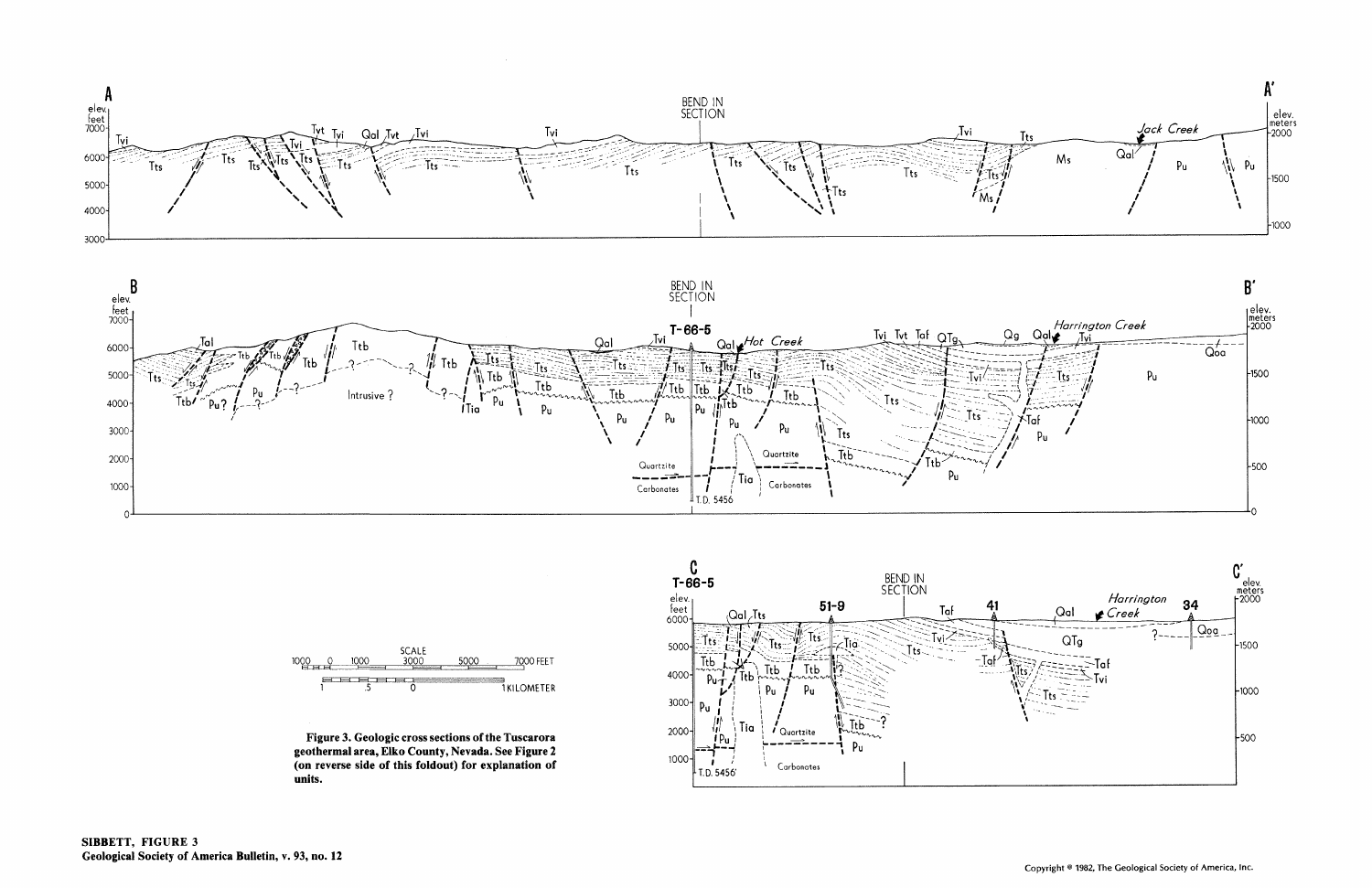Figure 3. Geologic cross sections of the Tuscarora geothermal area, Elko County, Nevada. See Figure 2 (on reverse side of this foldout) for explanation of units.

SIBBETT, FIGURE 3
Geological Society of America Bulletin, v. 93, no. 12

Copyright © 1982, The Geological Society of America, Inc.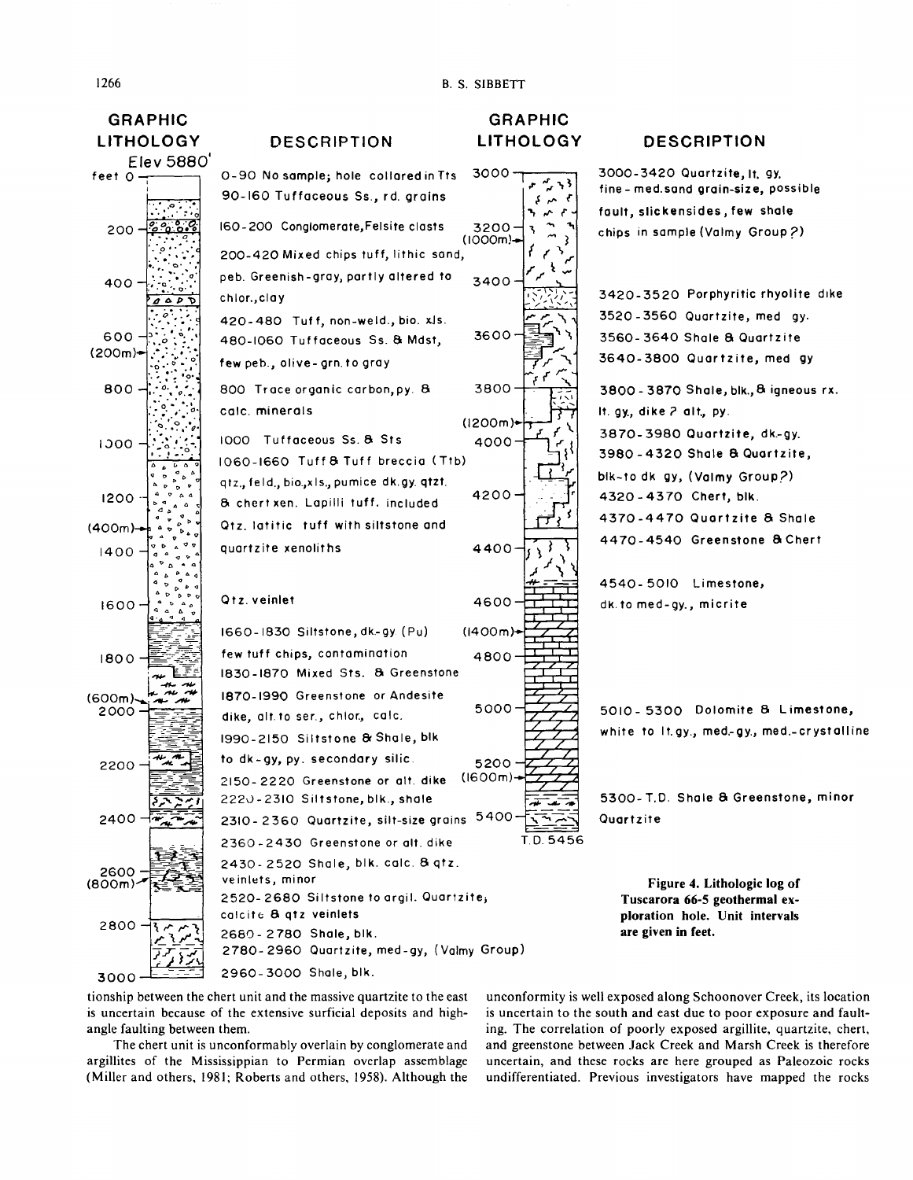| GRAPHIC LITHOLOGY (Elev 5880', feet) | DESCRIPTION |
|---|---|
| | 0-90 No sample; hole collared in Tts |
| | 90-160 Tuffaceous Ss., rd. grains |
| | 160-200 Conglomerate, Felsite clasts |
| | 200-420 Mixed chips tuff, lithic sand, peb. Greenish-gray, partly altered to chlor., clay |
| | 420-480 Tuff, non-weld., bio. xls. |
| | 480-1060 Tuffaceous Ss. & Mdst, few peb., olive-grn. to gray |
| | 800 Trace organic carbon, py. & calc. minerals |
| | 1000 Tuffaceous Ss. & Sts |
| | 1060-1660 Tuff & Tuff breccia (Ttb) qtz., feld., bio., xls., pumice dk. gy. qtzt. & chert xen. Lapilli tuff. included Qtz. latitic tuff with siltstone and quartzite xenoliths |
| | Qtz. veinlet |
| | 1660-1830 Siltstone, dk-gy (Pu) few tuff chips, contamination |
| | 1830-1870 Mixed Sts. & Greenstone |
| | 1870-1990 Greenstone or Andesite dike, alt. to ser., chlor., calc. |
| | 1990-2150 Siltstone & Shale, blk to dk-gy, py. secondary silic. |
| | 2150-2220 Greenstone or alt. dike |
| | 2220-2310 Siltstone, blk., shale |
| | 2310-2360 Quartzite, silt-size grains |
| | 2360-2430 Greenstone or alt. dike |
| | 2430-2520 Shale, blk. calc. & qtz. veinlets, minor |
| | 2520-2680 Siltstone to argil. Quartzite, calcite & qtz veinlets |
| | 2660-2780 Shale, blk. |
| | 2780-2960 Quartzite, med-gy, (Valmy Group) |
| | 2960-3000 Shale, blk. |
| | 3000-3420 Quartzite, lt. gy. fine-med. sand grain-size, possible fault, slickensides, few shale chips in sample (Valmy Group?) |
| | 3420-3520 Porphyritic rhyolite dike |
| | 3520-3560 Quartzite, med gy. |
| | 3560-3640 Shale & Quartzite |
| | 3640-3800 Quartzite, med gy |
| | 3800-3870 Shale, blk., & igneous rx. lt. gy., dike? alt., py. |
| | 3870-3980 Quartzite, dk.-gy. |
| | 3980-4320 Shale & Quartzite, blk-to dk gy, (Valmy Group?) |
| | 4320-4370 Chert, blk. |
| | 4370-4470 Quartzite & Shale |
| | 4470-4540 Greenstone & Chert |
| | 4540-5010 Limestone, dk. to med-gy., micrite |
| | 5010-5300 Dolomite & Limestone, white to lt. gy., med.-gy., med.-crystalline |
| | 5300-T.D. Shale & Greenstone, minor Quartzite |
| T.D. 5456 | |

**Figure 4. Lithologic log of Tuscarora 66-5 geothermal exploration hole. Unit intervals are given in feet.**

tionship between the chert unit and the massive quartzite to the east is uncertain because of the extensive surficial deposits and high-angle faulting between them.

The chert unit is unconformably overlain by conglomerate and argillites of the Mississippian to Permian overlap assemblage (Miller and others, 1981; Roberts and others, 1958). Although the unconformity is well exposed along Schoonover Creek, its location is uncertain to the south and east due to poor exposure and faulting. The correlation of poorly exposed argillite, quartzite, chert, and greenstone between Jack Creek and Marsh Creek is therefore uncertain, and these rocks are here grouped as Paleozoic rocks undifferentiated. Previous investigators have mapped the rocks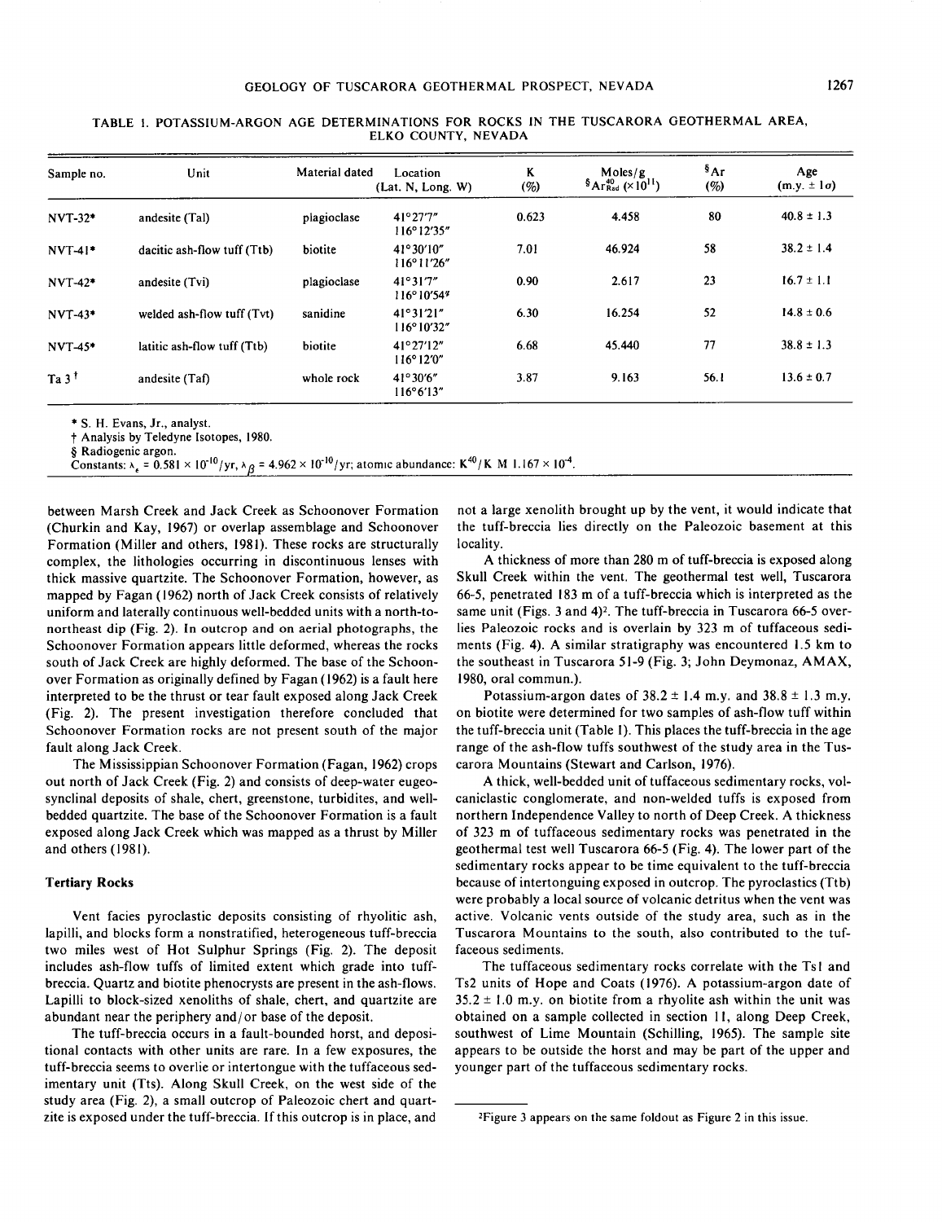TABLE 1. POTASSIUM-ARGON AGE DETERMINATIONS FOR ROCKS IN THE TUSCARORA GEOTHERMAL AREA, ELKO COUNTY, NEVADA

| Sample no. | Unit | Material dated | Location (Lat. N, Long. W) | K (%) | Moles/g §$Ar^{40}_{Rad}$ ($\times 10^{11}$) | §Ar (%) | Age (m.y. ± 1σ) |
|---|---|---|---|---|---|---|---|
| NVT-32* | andesite (Tal) | plagioclase | 41°27'7" 116°12'35" | 0.623 | 4.458 | 80 | 40.8 ± 1.3 |
| NVT-41* | dacitic ash-flow tuff (Ttb) | biotite | 41°30'10" 116°11'26" | 7.01 | 46.924 | 58 | 38.2 ± 1.4 |
| NVT-42* | andesite (Tvi) | plagioclase | 41°31'7" 116°10'54" | 0.90 | 2.617 | 23 | 16.7 ± 1.1 |
| NVT-43* | welded ash-flow tuff (Tvt) | sanidine | 41°31'21" 116°10'32" | 6.30 | 16.254 | 52 | 14.8 ± 0.6 |
| NVT-45* | latitic ash-flow tuff (Ttb) | biotite | 41°27'12" 116°12'0" | 6.68 | 45.440 | 77 | 38.8 ± 1.3 |
| Ta 3 † | andesite (Taf) | whole rock | 41°30'6" 116°6'13" | 3.87 | 9.163 | 56.1 | 13.6 ± 0.7 |

\* S. H. Evans, Jr., analyst.
† Analysis by Teledyne Isotopes, 1980.
§ Radiogenic argon.
Constants: $\lambda_\epsilon = 0.581 \times 10^{-10}$/yr, $\lambda_\beta = 4.962 \times 10^{-10}$/yr; atomic abundance: $K^{40}/K$ M $1.167 \times 10^{-4}$.

between Marsh Creek and Jack Creek as Schoonover Formation (Churkin and Kay, 1967) or overlap assemblage and Schoonover Formation (Miller and others, 1981). These rocks are structurally complex, the lithologies occurring in discontinuous lenses with thick massive quartzite. The Schoonover Formation, however, as mapped by Fagan (1962) north of Jack Creek consists of relatively uniform and laterally continuous well-bedded units with a north-to-northeast dip (Fig. 2). In outcrop and on aerial photographs, the Schoonover Formation appears little deformed, whereas the rocks south of Jack Creek are highly deformed. The base of the Schoonover Formation as originally defined by Fagan (1962) is a fault here interpreted to be the thrust or tear fault exposed along Jack Creek (Fig. 2). The present investigation therefore concluded that Schoonover Formation rocks are not present south of the major fault along Jack Creek.

The Mississippian Schoonover Formation (Fagan, 1962) crops out north of Jack Creek (Fig. 2) and consists of deep-water eugeosynclinal deposits of shale, chert, greenstone, turbidites, and well-bedded quartzite. The base of the Schoonover Formation is a fault exposed along Jack Creek which was mapped as a thrust by Miller and others (1981).

### Tertiary Rocks

Vent facies pyroclastic deposits consisting of rhyolitic ash, lapilli, and blocks form a nonstratified, heterogeneous tuff-breccia two miles west of Hot Sulphur Springs (Fig. 2). The deposit includes ash-flow tuffs of limited extent which grade into tuff-breccia. Quartz and biotite phenocrysts are present in the ash-flows. Lapilli to block-sized xenoliths of shale, chert, and quartzite are abundant near the periphery and/or base of the deposit.

The tuff-breccia occurs in a fault-bounded horst, and depositional contacts with other units are rare. In a few exposures, the tuff-breccia seems to overlie or intertongue with the tuffaceous sedimentary unit (Tts). Along Skull Creek, on the west side of the study area (Fig. 2), a small outcrop of Paleozoic chert and quartzite is exposed under the tuff-breccia. If this outcrop is in place, and not a large xenolith brought up by the vent, it would indicate that the tuff-breccia lies directly on the Paleozoic basement at this locality.

A thickness of more than 280 m of tuff-breccia is exposed along Skull Creek within the vent. The geothermal test well, Tuscarora 66-5, penetrated 183 m of a tuff-breccia which is interpreted as the same unit (Figs. 3 and 4)[2]. The tuff-breccia in Tuscarora 66-5 overlies Paleozoic rocks and is overlain by 323 m of tuffaceous sediments (Fig. 4). A similar stratigraphy was encountered 1.5 km to the southeast in Tuscarora 51-9 (Fig. 3; John Deymonaz, AMAX, 1980, oral commun.).

Potassium-argon dates of 38.2 ± 1.4 m.y. and 38.8 ± 1.3 m.y. on biotite were determined for two samples of ash-flow tuff within the tuff-breccia unit (Table 1). This places the tuff-breccia in the age range of the ash-flow tuffs southwest of the study area in the Tuscarora Mountains (Stewart and Carlson, 1976).

A thick, well-bedded unit of tuffaceous sedimentary rocks, volcaniclastic conglomerate, and non-welded tuffs is exposed from northern Independence Valley to north of Deep Creek. A thickness of 323 m of tuffaceous sedimentary rocks was penetrated in the geothermal test well Tuscarora 66-5 (Fig. 4). The lower part of the sedimentary rocks appear to be time equivalent to the tuff-breccia because of intertonguing exposed in outcrop. The pyroclastics (Ttb) were probably a local source of volcanic detritus when the vent was active. Volcanic vents outside of the study area, such as in the Tuscarora Mountains to the south, also contributed to the tuffaceous sediments.

The tuffaceous sedimentary rocks correlate with the Ts1 and Ts2 units of Hope and Coats (1976). A potassium-argon date of 35.2 ± 1.0 m.y. on biotite from a rhyolite ash within the unit was obtained on a sample collected in section 11, along Deep Creek, southwest of Lime Mountain (Schilling, 1965). The sample site appears to be outside the horst and may be part of the upper and younger part of the tuffaceous sedimentary rocks.

[2] Figure 3 appears on the same foldout as Figure 2 in this issue.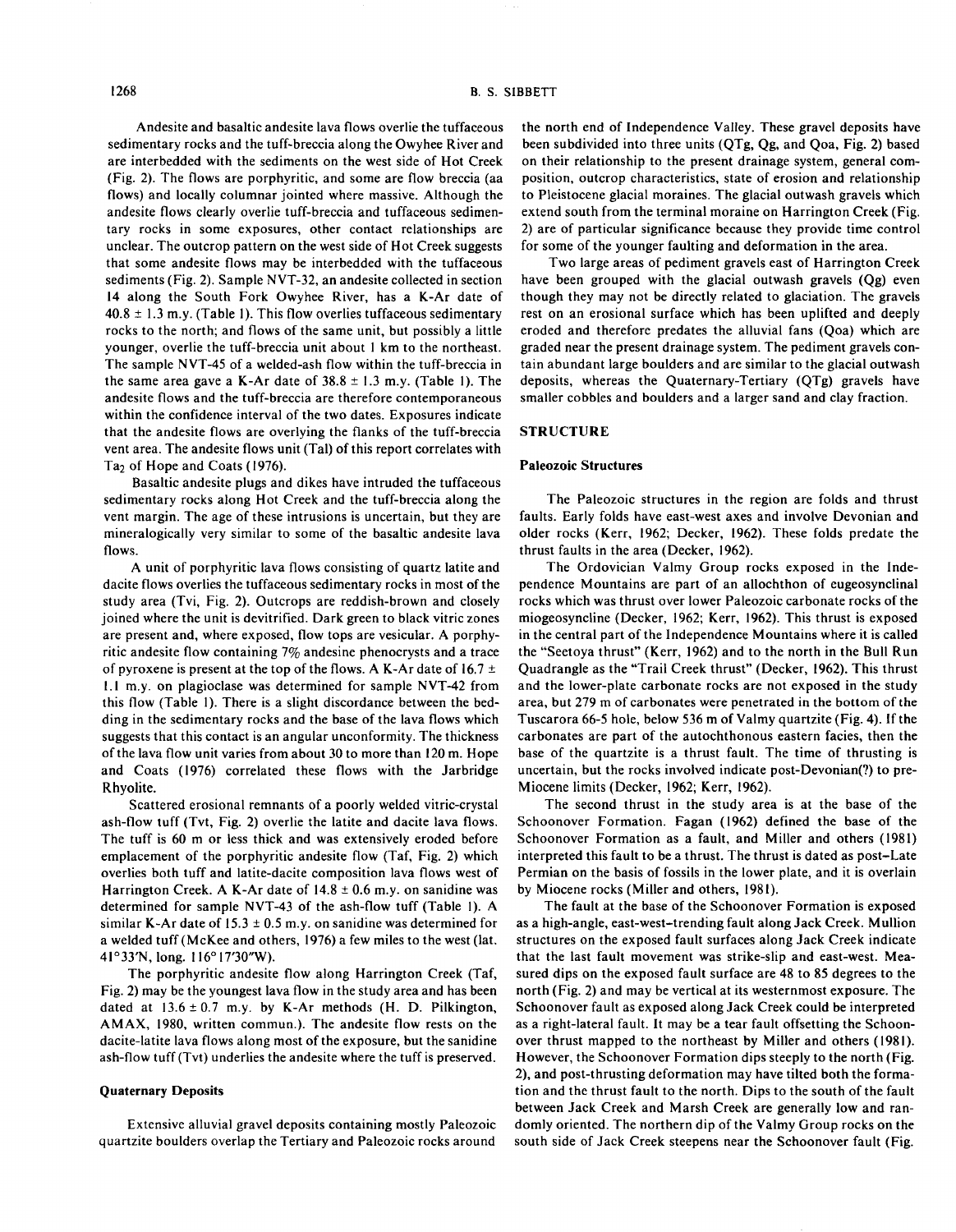Andesite and basaltic andesite lava flows overlie the tuffaceous sedimentary rocks and the tuff-breccia along the Owyhee River and are interbedded with the sediments on the west side of Hot Creek (Fig. 2). The flows are porphyritic, and some are flow breccia (aa flows) and locally columnar jointed where massive. Although the andesite flows clearly overlie tuff-breccia and tuffaceous sedimentary rocks in some exposures, other contact relationships are unclear. The outcrop pattern on the west side of Hot Creek suggests that some andesite flows may be interbedded with the tuffaceous sediments (Fig. 2). Sample NVT-32, an andesite collected in section 14 along the South Fork Owyhee River, has a K-Ar date of $40.8 \pm 1.3$ m.y. (Table 1). This flow overlies tuffaceous sedimentary rocks to the north; and flows of the same unit, but possibly a little younger, overlie the tuff-breccia unit about 1 km to the northeast. The sample NVT-45 of a welded-ash flow within the tuff-breccia in the same area gave a K-Ar date of $38.8 \pm 1.3$ m.y. (Table 1). The andesite flows and the tuff-breccia are therefore contemporaneous within the confidence interval of the two dates. Exposures indicate that the andesite flows are overlying the flanks of the tuff-breccia vent area. The andesite flows unit (Tal) of this report correlates with $Ta_2$ of Hope and Coats (1976).

Basaltic andesite plugs and dikes have intruded the tuffaceous sedimentary rocks along Hot Creek and the tuff-breccia along the vent margin. The age of these intrusions is uncertain, but they are mineralogically very similar to some of the basaltic andesite lava flows.

A unit of porphyritic lava flows consisting of quartz latite and dacite flows overlies the tuffaceous sedimentary rocks in most of the study area (Tvi, Fig. 2). Outcrops are reddish-brown and closely joined where the unit is devitrified. Dark green to black vitric zones are present and, where exposed, flow tops are vesicular. A porphyritic andesite flow containing 7% andesine phenocrysts and a trace of pyroxene is present at the top of the flows. A K-Ar date of $16.7 \pm 1.1$ m.y. on plagioclase was determined for sample NVT-42 from this flow (Table 1). There is a slight discordance between the bedding in the sedimentary rocks and the base of the lava flows which suggests that this contact is an angular unconformity. The thickness of the lava flow unit varies from about 30 to more than 120 m. Hope and Coats (1976) correlated these flows with the Jarbridge Rhyolite.

Scattered erosional remnants of a poorly welded vitric-crystal ash-flow tuff (Tvt, Fig. 2) overlie the latite and dacite lava flows. The tuff is 60 m or less thick and was extensively eroded before emplacement of the porphyritic andesite flow (Taf, Fig. 2) which overlies both tuff and latite-dacite composition lava flows west of Harrington Creek. A K-Ar date of $14.8 \pm 0.6$ m.y. on sanidine was determined for sample NVT-43 of the ash-flow tuff (Table 1). A similar K-Ar date of $15.3 \pm 0.5$ m.y. on sanidine was determined for a welded tuff (McKee and others, 1976) a few miles to the west (lat. 41°33′N, long. 116°17′30″W).

The porphyritic andesite flow along Harrington Creek (Taf, Fig. 2) may be the youngest lava flow in the study area and has been dated at $13.6 \pm 0.7$ m.y. by K-Ar methods (H. D. Pilkington, AMAX, 1980, written commun.). The andesite flow rests on the dacite-latite lava flows along most of the exposure, but the sanidine ash-flow tuff (Tvt) underlies the andesite where the tuff is preserved.

### Quaternary Deposits

Extensive alluvial gravel deposits containing mostly Paleozoic quartzite boulders overlap the Tertiary and Paleozoic rocks around the north end of Independence Valley. These gravel deposits have been subdivided into three units (QTg, Qg, and Qoa, Fig. 2) based on their relationship to the present drainage system, general composition, outcrop characteristics, state of erosion and relationship to Pleistocene glacial moraines. The glacial outwash gravels which extend south from the terminal moraine on Harrington Creek (Fig. 2) are of particular significance because they provide time control for some of the younger faulting and deformation in the area.

Two large areas of pediment gravels east of Harrington Creek have been grouped with the glacial outwash gravels (Qg) even though they may not be directly related to glaciation. The gravels rest on an erosional surface which has been uplifted and deeply eroded and therefore predates the alluvial fans (Qoa) which are graded near the present drainage system. The pediment gravels contain abundant large boulders and are similar to the glacial outwash deposits, whereas the Quaternary-Tertiary (QTg) gravels have smaller cobbles and boulders and a larger sand and clay fraction.

## STRUCTURE

### Paleozoic Structures

The Paleozoic structures in the region are folds and thrust faults. Early folds have east-west axes and involve Devonian and older rocks (Kerr, 1962; Decker, 1962). These folds predate the thrust faults in the area (Decker, 1962).

The Ordovician Valmy Group rocks exposed in the Independence Mountains are part of an allochthon of eugeosynclinal rocks which was thrust over lower Paleozoic carbonate rocks of the miogeosyncline (Decker, 1962; Kerr, 1962). This thrust is exposed in the central part of the Independence Mountains where it is called the "Seetoya thrust" (Kerr, 1962) and to the north in the Bull Run Quadrangle as the "Trail Creek thrust" (Decker, 1962). This thrust and the lower-plate carbonate rocks are not exposed in the study area, but 279 m of carbonates were penetrated in the bottom of the Tuscarora 66-5 hole, below 536 m of Valmy quartzite (Fig. 4). If the carbonates are part of the autochthonous eastern facies, then the base of the quartzite is a thrust fault. The time of thrusting is uncertain, but the rocks involved indicate post-Devonian(?) to pre-Miocene limits (Decker, 1962; Kerr, 1962).

The second thrust in the study area is at the base of the Schoonover Formation. Fagan (1962) defined the base of the Schoonover Formation as a fault, and Miller and others (1981) interpreted this fault to be a thrust. The thrust is dated as post-Late Permian on the basis of fossils in the lower plate, and it is overlain by Miocene rocks (Miller and others, 1981).

The fault at the base of the Schoonover Formation is exposed as a high-angle, east-west-trending fault along Jack Creek. Mullion structures on the exposed fault surfaces along Jack Creek indicate that the last fault movement was strike-slip and east-west. Measured dips on the exposed fault surface are 48 to 85 degrees to the north (Fig. 2) and may be vertical at its westernmost exposure. The Schoonover fault as exposed along Jack Creek could be interpreted as a right-lateral fault. It may be a tear fault offsetting the Schoonover thrust mapped to the northeast by Miller and others (1981). However, the Schoonover Formation dips steeply to the north (Fig. 2), and post-thrusting deformation may have tilted both the formation and the thrust fault to the north. Dips to the south of the fault between Jack Creek and Marsh Creek are generally low and randomly oriented. The northern dip of the Valmy Group rocks on the south side of Jack Creek steepens near the Schoonover fault (Fig.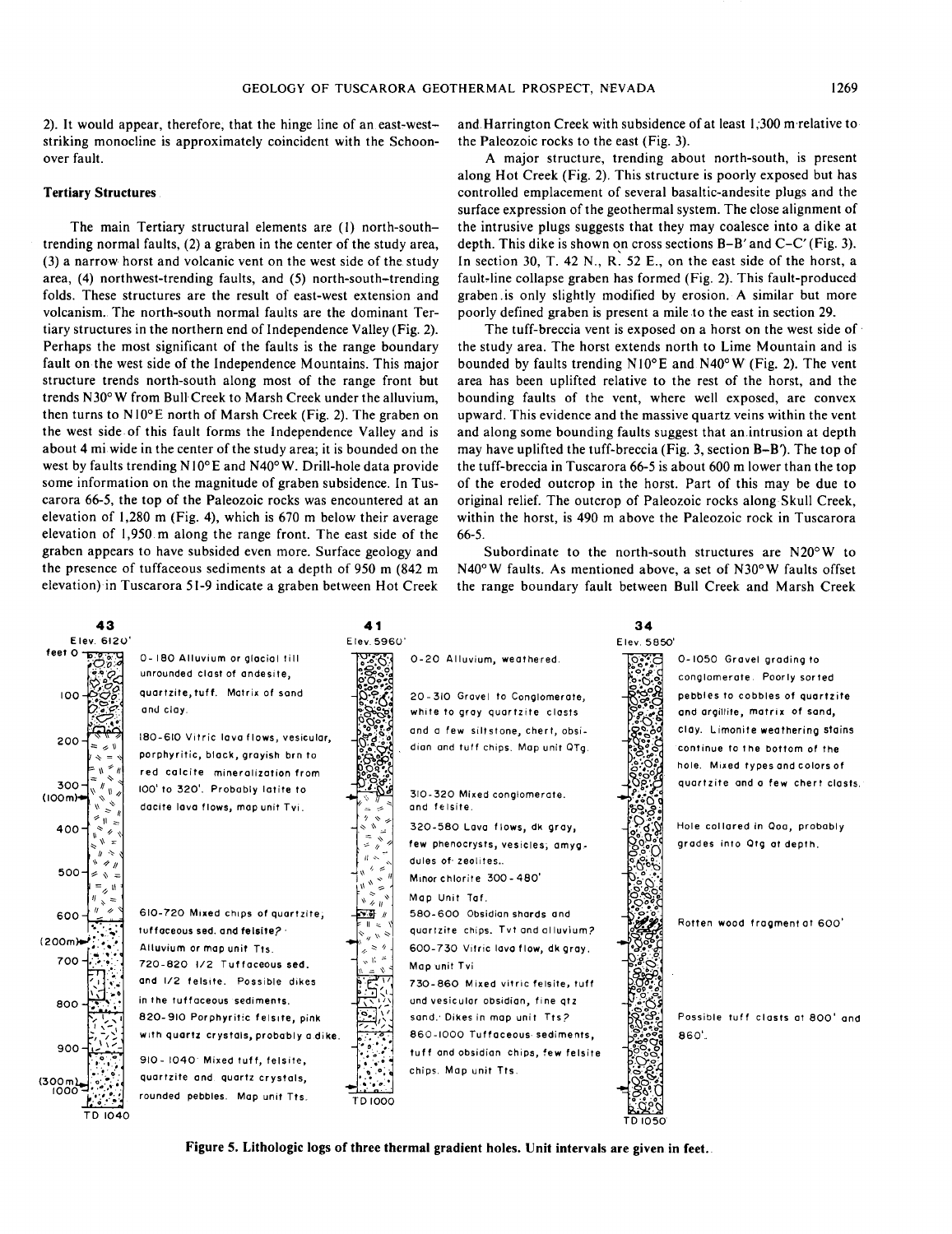2). It would appear, therefore, that the hinge line of an east-west-striking monocline is approximately coincident with the Schoonover fault.

### Tertiary Structures

The main Tertiary structural elements are (1) north-south-trending normal faults, (2) a graben in the center of the study area, (3) a narrow horst and volcanic vent on the west side of the study area, (4) northwest-trending faults, and (5) north-south-trending folds. These structures are the result of east-west extension and volcanism. The north-south normal faults are the dominant Tertiary structures in the northern end of Independence Valley (Fig. 2). Perhaps the most significant of the faults is the range boundary fault on the west side of the Independence Mountains. This major structure trends north-south along most of the range front but trends N30°W from Bull Creek to Marsh Creek under the alluvium, then turns to N10°E north of Marsh Creek (Fig. 2). The graben on the west side of this fault forms the Independence Valley and is about 4 mi wide in the center of the study area; it is bounded on the west by faults trending N10°E and N40°W. Drill-hole data provide some information on the magnitude of graben subsidence. In Tuscarora 66-5, the top of the Paleozoic rocks was encountered at an elevation of 1,280 m (Fig. 4), which is 670 m below their average elevation of 1,950 m along the range front. The east side of the graben appears to have subsided even more. Surface geology and the presence of tuffaceous sediments at a depth of 950 m (842 m elevation) in Tuscarora 51-9 indicate a graben between Hot Creek and Harrington Creek with subsidence of at least 1,300 m relative to the Paleozoic rocks to the east (Fig. 3).

A major structure, trending about north-south, is present along Hot Creek (Fig. 2). This structure is poorly exposed but has controlled emplacement of several basaltic-andesite plugs and the surface expression of the geothermal system. The close alignment of the intrusive plugs suggests that they may coalesce into a dike at depth. This dike is shown on cross sections B-B′ and C-C′ (Fig. 3). In section 30, T. 42 N., R. 52 E., on the east side of the horst, a fault-line collapse graben has formed (Fig. 2). This fault-produced graben is only slightly modified by erosion. A similar but more poorly defined graben is present a mile to the east in section 29.

The tuff-breccia vent is exposed on a horst on the west side of the study area. The horst extends north to Lime Mountain and is bounded by faults trending N10°E and N40°W (Fig. 2). The vent area has been uplifted relative to the rest of the horst, and the bounding faults of the vent, where well exposed, are convex upward. This evidence and the massive quartz veins within the vent and along some bounding faults suggest that an intrusion at depth may have uplifted the tuff-breccia (Fig. 3, section B–B′). The top of the tuff-breccia in Tuscarora 66-5 is about 600 m lower than the top of the eroded outcrop in the horst. Part of this may be due to original relief. The outcrop of Paleozoic rocks along Skull Creek, within the horst, is 490 m above the Paleozoic rock in Tuscarora 66-5.

Subordinate to the north-south structures are N20°W to N40°W faults. As mentioned above, a set of N30°W faults offset the range boundary fault between Bull Creek and Marsh Creek

**43** (Elev. 6120′; TD 1040)

- 0-180 Alluvium or glacial till unrounded clast of andesite, quartzite, tuff. Matrix of sand and clay.
- 180-610 Vitric lava flows, vesicular, porphyritic, black, grayish brn to red calcite mineralization from 100′ to 320′. Probably latite to dacite lava flows, map unit Tvi.
- 610-720 Mixed chips of quartzite, tuffaceous sed. and felsite? Alluvium or map unit Tts.
- 720-820 1/2 Tuffaceous sed. and 1/2 felsite. Possible dikes in the tuffaceous sediments.
- 820-910 Porphyritic felsite, pink with quartz crystals, probably a dike.
- 910-1040 Mixed tuff, felsite, quartzite and quartz crystals, rounded pebbles. Map unit Tts.

**41** (Elev. 5960′; TD 1000)

- 0-20 Alluvium, weathered.
- 20-310 Gravel to Conglomerate, white to gray quartzite clasts and a few siltstone, chert, obsidian and tuff chips. Map unit QTg.
- 310-320 Mixed conglomerate and felsite.
- 320-580 Lava flows, dk gray, few phenocrysts, vesicles; amygdules of zeolites.. Minor chlorite 300-480′ Map Unit Taf.
- 580-600 Obsidian shards and quartzite chips. Tvt and alluvium?
- 600-730 Vitric lava flow, dk gray. Map unit Tvi
- 730-860 Mixed vitric felsite, tuff and vesicular obsidian, fine qtz sand. Dikes in map unit Tts?
- 860-1000 Tuffaceous sediments, tuff and obsidian chips, few felsite chips. Map unit Tts.

**34** (Elev. 5850′; TD 1050)

- 0-1050 Gravel grading to conglomerate. Poorly sorted pebbles to cobbles of quartzite and argillite, matrix of sand, clay. Limonite weathering stains continue to the bottom of the hole. Mixed types and colors of quartzite and a few chert clasts.
- Hole collared in Qoa, probably grades into Qtg at depth.
- Rotten wood fragment at 600′
- Possible tuff clasts at 800′ and 860′.

**Figure 5. Lithologic logs of three thermal gradient holes. Unit intervals are given in feet.**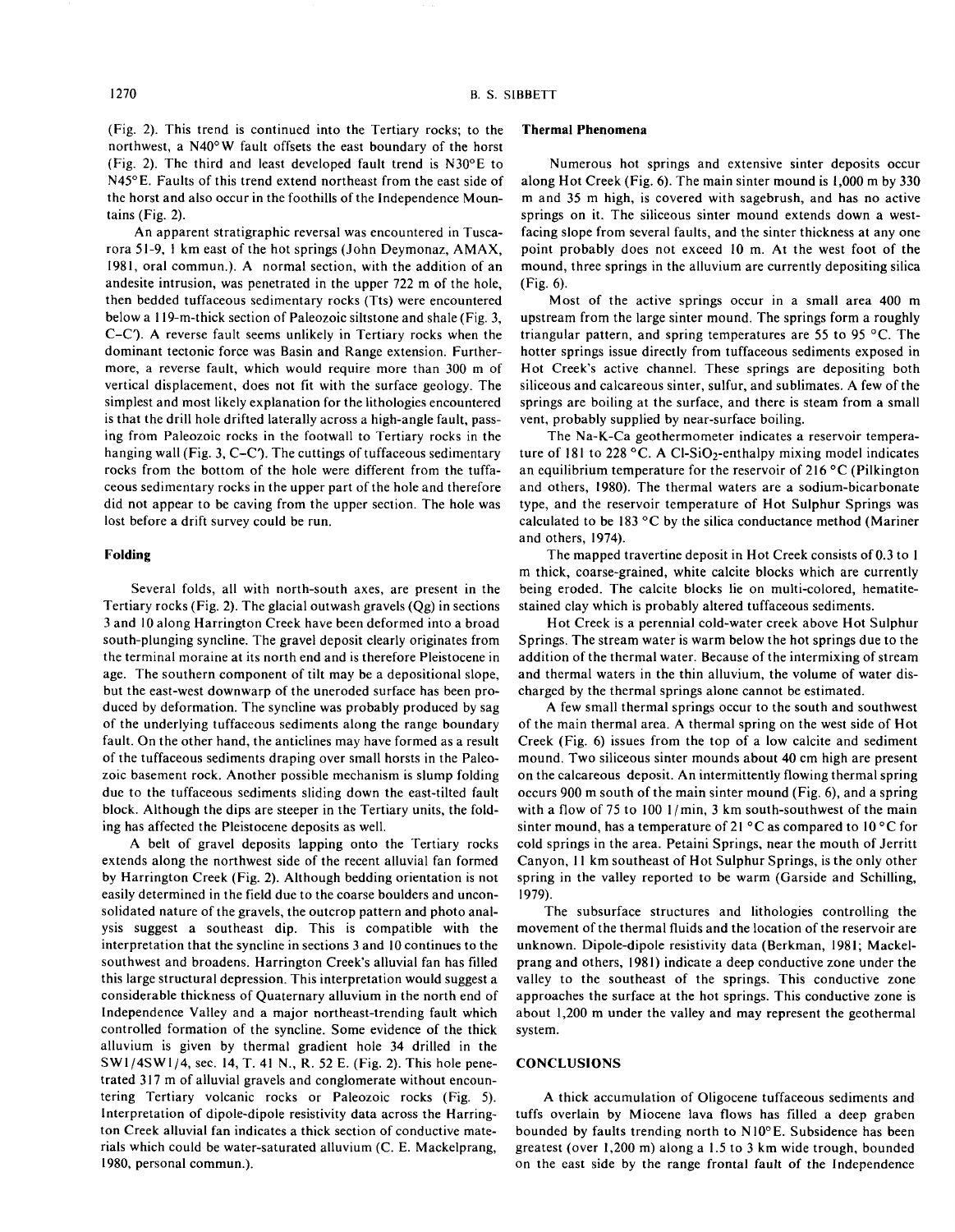(Fig. 2). This trend is continued into the Tertiary rocks; to the northwest, a N40°W fault offsets the east boundary of the horst (Fig. 2). The third and least developed fault trend is N30°E to N45°E. Faults of this trend extend northeast from the east side of the horst and also occur in the foothills of the Independence Mountains (Fig. 2).

An apparent stratigraphic reversal was encountered in Tuscarora 51-9, 1 km east of the hot springs (John Deymonaz, AMAX, 1981, oral commun.). A normal section, with the addition of an andesite intrusion, was penetrated in the upper 722 m of the hole, then bedded tuffaceous sedimentary rocks (Tts) were encountered below a 119-m-thick section of Paleozoic siltstone and shale (Fig. 3, C–C′). A reverse fault seems unlikely in Tertiary rocks when the dominant tectonic force was Basin and Range extension. Furthermore, a reverse fault, which would require more than 300 m of vertical displacement, does not fit with the surface geology. The simplest and most likely explanation for the lithologies encountered is that the drill hole drifted laterally across a high-angle fault, passing from Paleozoic rocks in the footwall to Tertiary rocks in the hanging wall (Fig. 3, C–C′). The cuttings of tuffaceous sedimentary rocks from the bottom of the hole were different from the tuffaceous sedimentary rocks in the upper part of the hole and therefore did not appear to be caving from the upper section. The hole was lost before a drift survey could be run.

### Folding

Several folds, all with north-south axes, are present in the Tertiary rocks (Fig. 2). The glacial outwash gravels (Qg) in sections 3 and 10 along Harrington Creek have been deformed into a broad south-plunging syncline. The gravel deposit clearly originates from the terminal moraine at its north end and is therefore Pleistocene in age. The southern component of tilt may be a depositional slope, but the east-west downwarp of the uneroded surface has been produced by deformation. The syncline was probably produced by sag of the underlying tuffaceous sediments along the range boundary fault. On the other hand, the anticlines may have formed as a result of the tuffaceous sediments draping over small horsts in the Paleozoic basement rock. Another possible mechanism is slump folding due to the tuffaceous sediments sliding down the east-tilted fault block. Although the dips are steeper in the Tertiary units, the folding has affected the Pleistocene deposits as well.

A belt of gravel deposits lapping onto the Tertiary rocks extends along the northwest side of the recent alluvial fan formed by Harrington Creek (Fig. 2). Although bedding orientation is not easily determined in the field due to the coarse boulders and unconsolidated nature of the gravels, the outcrop pattern and photo analysis suggest a southeast dip. This is compatible with the interpretation that the syncline in sections 3 and 10 continues to the southwest and broadens. Harrington Creek's alluvial fan has filled this large structural depression. This interpretation would suggest a considerable thickness of Quaternary alluvium in the north end of Independence Valley and a major northeast-trending fault which controlled formation of the syncline. Some evidence of the thick alluvium is given by thermal gradient hole 34 drilled in the SW1/4SW1/4, sec. 14, T. 41 N., R. 52 E. (Fig. 2). This hole penetrated 317 m of alluvial gravels and conglomerate without encountering Tertiary volcanic rocks or Paleozoic rocks (Fig. 5). Interpretation of dipole-dipole resistivity data across the Harrington Creek alluvial fan indicates a thick section of conductive materials which could be water-saturated alluvium (C. E. Mackelprang, 1980, personal commun.).

### Thermal Phenomena

Numerous hot springs and extensive sinter deposits occur along Hot Creek (Fig. 6). The main sinter mound is 1,000 m by 330 m and 35 m high, is covered with sagebrush, and has no active springs on it. The siliceous sinter mound extends down a west-facing slope from several faults, and the sinter thickness at any one point probably does not exceed 10 m. At the west foot of the mound, three springs in the alluvium are currently depositing silica (Fig. 6).

Most of the active springs occur in a small area 400 m upstream from the large sinter mound. The springs form a roughly triangular pattern, and spring temperatures are 55 to 95 °C. The hotter springs issue directly from tuffaceous sediments exposed in Hot Creek's active channel. These springs are depositing both siliceous and calcareous sinter, sulfur, and sublimates. A few of the springs are boiling at the surface, and there is steam from a small vent, probably supplied by near-surface boiling.

The Na-K-Ca geothermometer indicates a reservoir temperature of 181 to 228 °C. A Cl-$SiO_2$-enthalpy mixing model indicates an equilibrium temperature for the reservoir of 216 °C (Pilkington and others, 1980). The thermal waters are a sodium-bicarbonate type, and the reservoir temperature of Hot Sulphur Springs was calculated to be 183 °C by the silica conductance method (Mariner and others, 1974).

The mapped travertine deposit in Hot Creek consists of 0.3 to 1 m thick, coarse-grained, white calcite blocks which are currently being eroded. The calcite blocks lie on multi-colored, hematite-stained clay which is probably altered tuffaceous sediments.

Hot Creek is a perennial cold-water creek above Hot Sulphur Springs. The stream water is warm below the hot springs due to the addition of the thermal water. Because of the intermixing of stream and thermal waters in the thin alluvium, the volume of water discharged by the thermal springs alone cannot be estimated.

A few small thermal springs occur to the south and southwest of the main thermal area. A thermal spring on the west side of Hot Creek (Fig. 6) issues from the top of a low calcite and sediment mound. Two siliceous sinter mounds about 40 cm high are present on the calcareous deposit. An intermittently flowing thermal spring occurs 900 m south of the main sinter mound (Fig. 6), and a spring with a flow of 75 to 100 l/min, 3 km south-southwest of the main sinter mound, has a temperature of 21 °C as compared to 10 °C for cold springs in the area. Petaini Springs, near the mouth of Jerritt Canyon, 11 km southeast of Hot Sulphur Springs, is the only other spring in the valley reported to be warm (Garside and Schilling, 1979).

The subsurface structures and lithologies controlling the movement of the thermal fluids and the location of the reservoir are unknown. Dipole-dipole resistivity data (Berkman, 1981; Mackelprang and others, 1981) indicate a deep conductive zone under the valley to the southeast of the springs. This conductive zone approaches the surface at the hot springs. This conductive zone is about 1,200 m under the valley and may represent the geothermal system.

## CONCLUSIONS

A thick accumulation of Oligocene tuffaceous sediments and tuffs overlain by Miocene lava flows has filled a deep graben bounded by faults trending north to N10°E. Subsidence has been greatest (over 1,200 m) along a 1.5 to 3 km wide trough, bounded on the east side by the range frontal fault of the Independence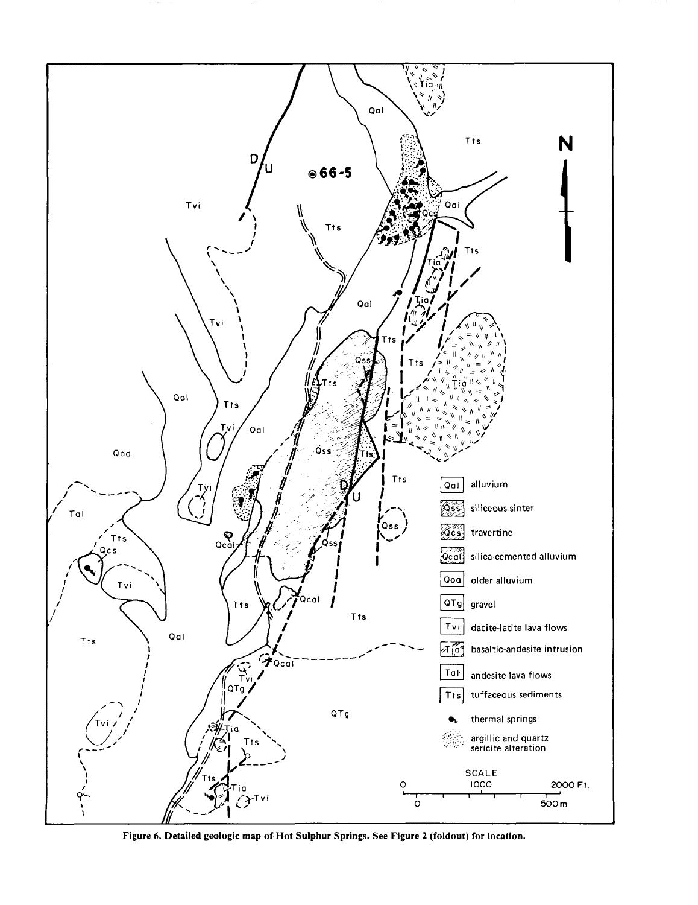Figure 6. Detailed geologic map of Hot Sulphur Springs. See Figure 2 (foldout) for location.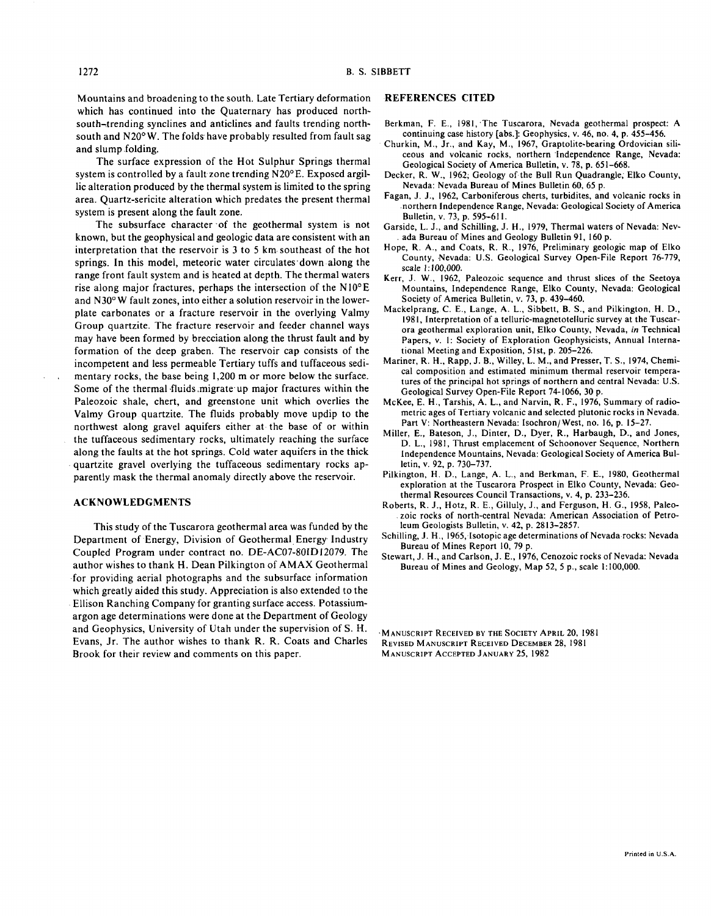Mountains and broadening to the south. Late Tertiary deformation which has continued into the Quaternary has produced north-south–trending synclines and anticlines and faults trending north-south and N20° W. The folds have probably resulted from fault sag and slump folding.

The surface expression of the Hot Sulphur Springs thermal system is controlled by a fault zone trending N20° E. Exposed argillic alteration produced by the thermal system is limited to the spring area. Quartz-sericite alteration which predates the present thermal system is present along the fault zone.

The subsurface character of the geothermal system is not known, but the geophysical and geologic data are consistent with an interpretation that the reservoir is 3 to 5 km southeast of the hot springs. In this model, meteoric water circulates down along the range front fault system and is heated at depth. The thermal waters rise along major fractures, perhaps the intersection of the N10° E and N30° W fault zones, into either a solution reservoir in the lower-plate carbonates or a fracture reservoir in the overlying Valmy Group quartzite. The fracture reservoir and feeder channel ways may have been formed by brecciation along the thrust fault and by formation of the deep graben. The reservoir cap consists of the incompetent and less permeable Tertiary tuffs and tuffaceous sedimentary rocks, the base being 1,200 m or more below the surface. Some of the thermal fluids migrate up major fractures within the Paleozoic shale, chert, and greenstone unit which overlies the Valmy Group quartzite. The fluids probably move updip to the northwest along gravel aquifers either at the base of or within the tuffaceous sedimentary rocks, ultimately reaching the surface along the faults at the hot springs. Cold water aquifers in the thick quartzite gravel overlying the tuffaceous sedimentary rocks apparently mask the thermal anomaly directly above the reservoir.

## ACKNOWLEDGMENTS

This study of the Tuscarora geothermal area was funded by the Department of Energy, Division of Geothermal Energy Industry Coupled Program under contract no. DE-AC07-80ID12079. The author wishes to thank H. Dean Pilkington of AMAX Geothermal for providing aerial photographs and the subsurface information which greatly aided this study. Appreciation is also extended to the Ellison Ranching Company for granting surface access. Potassium-argon age determinations were done at the Department of Geology and Geophysics, University of Utah under the supervision of S. H. Evans, Jr. The author wishes to thank R. R. Coats and Charles Brook for their review and comments on this paper.

## REFERENCES CITED

Berkman, F. E., 1981, The Tuscarora, Nevada geothermal prospect: A continuing case history [abs.]: Geophysics, v. 46, no. 4, p. 455–456.

Churkin, M., Jr., and Kay, M., 1967, Graptolite-bearing Ordovician siliceous and volcanic rocks, northern Independence Range, Nevada: Geological Society of America Bulletin, v. 78, p. 651–668.

Decker, R. W., 1962, Geology of the Bull Run Quadrangle, Elko County, Nevada: Nevada Bureau of Mines Bulletin 60, 65 p.

Fagan, J. J., 1962, Carboniferous cherts, turbidites, and volcanic rocks in northern Independence Range, Nevada: Geological Society of America Bulletin, v. 73, p. 595–611.

Garside, L. J., and Schilling, J. H., 1979, Thermal waters of Nevada: Nevada Bureau of Mines and Geology Bulletin 91, 160 p.

Hope, R. A., and Coats, R. R., 1976, Preliminary geologic map of Elko County, Nevada: U.S. Geological Survey Open-File Report 76-779, scale 1:100,000.

Kerr, J. W., 1962, Paleozoic sequence and thrust slices of the Seetoya Mountains, Independence Range, Elko County, Nevada: Geological Society of America Bulletin, v. 73, p. 439–460.

Mackelprang, C. E., Lange, A. L., Sibbett, B. S., and Pilkington, H. D., 1981, Interpretation of a telluric-magnetotelluric survey at the Tuscarora geothermal exploration unit, Elko County, Nevada, *in* Technical Papers, v. 1: Society of Exploration Geophysicists, Annual International Meeting and Exposition, 51st, p. 205–226.

Mariner, R. H., Rapp, J. B., Willey, L. M., and Presser, T. S., 1974, Chemical composition and estimated minimum thermal reservoir temperatures of the principal hot springs of northern and central Nevada: U.S. Geological Survey Open-File Report 74-1066, 30 p.

McKee, E. H., Tarshis, A. L., and Narvin, R. F., 1976, Summary of radiometric ages of Tertiary volcanic and selected plutonic rocks in Nevada. Part V: Northeastern Nevada: Isochron/West, no. 16, p. 15–27.

Miller, E., Bateson, J., Dinter, D., Dyer, R., Harbaugh, D., and Jones, D. L., 1981, Thrust emplacement of Schoonover Sequence, Northern Independence Mountains, Nevada: Geological Society of America Bulletin, v. 92, p. 730–737.

Pilkington, H. D., Lange, A. L., and Berkman, F. E., 1980, Geothermal exploration at the Tuscarora Prospect in Elko County, Nevada: Geothermal Resources Council Transactions, v. 4, p. 233–236.

Roberts, R. J., Hotz, R. E., Gilluly, J., and Ferguson, H. G., 1958, Paleozoic rocks of north-central Nevada: American Association of Petroleum Geologists Bulletin, v. 42, p. 2813–2857.

Schilling, J. H., 1965, Isotopic age determinations of Nevada rocks: Nevada Bureau of Mines Report 10, 79 p.

Stewart, J. H., and Carlson, J. E., 1976, Cenozoic rocks of Nevada: Nevada Bureau of Mines and Geology, Map 52, 5 p., scale 1:100,000.

MANUSCRIPT RECEIVED BY THE SOCIETY APRIL 20, 1981
REVISED MANUSCRIPT RECEIVED DECEMBER 28, 1981
MANUSCRIPT ACCEPTED JANUARY 25, 1982

Printed in U.S.A.